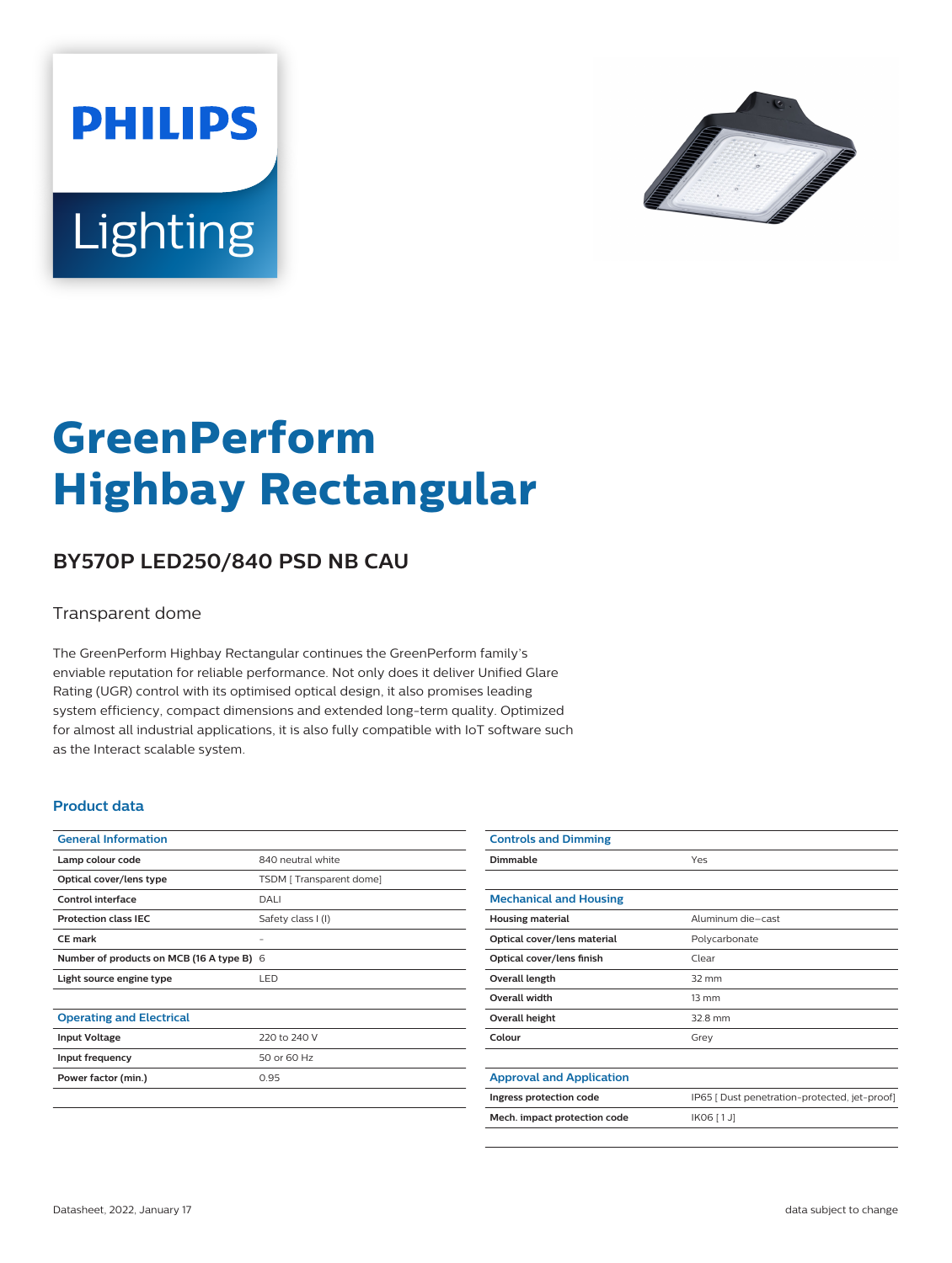PHILIPS

Lighting

# GreenPerform Highbay Rectangular

## BY570P LED250/840 PSD NB CAU

Transparent dome

The GreenPerform Highbay Rectangular continues the GreenPerform family's enviable reputation for reliable performance. Not only does it deliver Unified Glare Rating (UGR) control with its optimised optical design, it also promises leading system efficiency, compact dimensions and extended long-term quality. Optimized for almost all industrial applications, it is also fully compatible with IoT software such as the Interact scalable system.

### Product data

| General Information | |
|---|---|
| **Lamp colour code** | 840 neutral white |
| **Optical cover/lens type** | TSDM [ Transparent dome] |
| **Control interface** | DALI |
| **Protection class IEC** | Safety class I (I) |
| **CE mark** | - |
| **Number of products on MCB (16 A type B)** | 6 |
| **Light source engine type** | LED |

| Operating and Electrical | |
|---|---|
| **Input Voltage** | 220 to 240 V |
| **Input frequency** | 50 or 60 Hz |
| **Power factor (min.)** | 0.95 |

| Controls and Dimming | |
|---|---|
| **Dimmable** | Yes |

| Mechanical and Housing | |
|---|---|
| **Housing material** | Aluminum die-cast |
| **Optical cover/lens material** | Polycarbonate |
| **Optical cover/lens finish** | Clear |
| **Overall length** | 32 mm |
| **Overall width** | 13 mm |
| **Overall height** | 32.8 mm |
| **Colour** | Grey |

| Approval and Application | |
|---|---|
| **Ingress protection code** | IP65 [ Dust penetration-protected, jet-proof] |
| **Mech. impact protection code** | IK06 [ 1 J] |

Datasheet, 2022, January 17 data subject to change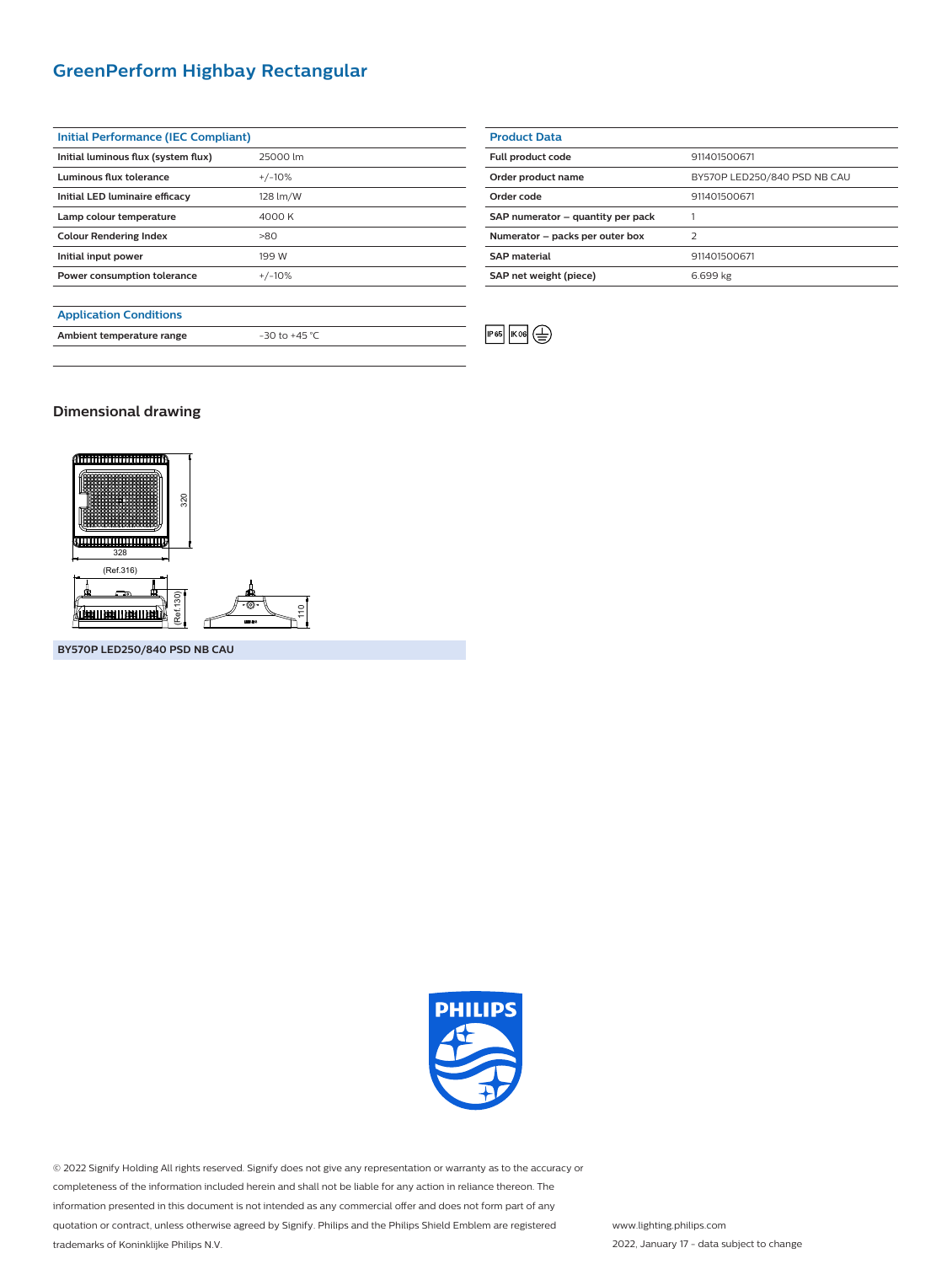# GreenPerform Highbay Rectangular

| Initial Performance (IEC Compliant) | |
|---|---|
| Initial luminous flux (system flux) | 25000 lm |
| Luminous flux tolerance | +/-10% |
| Initial LED luminaire efficacy | 128 lm/W |
| Lamp colour temperature | 4000 K |
| Colour Rendering Index | >80 |
| Initial input power | 199 W |
| Power consumption tolerance | +/-10% |

| Application Conditions | |
|---|---|
| Ambient temperature range | -30 to +45 °C |

| Product Data | |
|---|---|
| Full product code | 911401500671 |
| Order product name | BY570P LED250/840 PSD NB CAU |
| Order code | 911401500671 |
| SAP numerator – quantity per pack | 1 |
| Numerator – packs per outer box | 2 |
| SAP material | 911401500671 |
| SAP net weight (piece) | 6.699 kg |

IP65 IK06

## Dimensional drawing

320
328
(Ref.316)
(Ref.130)
110

**BY570P LED250/840 PSD NB CAU**

© 2022 Signify Holding All rights reserved. Signify does not give any representation or warranty as to the accuracy or completeness of the information included herein and shall not be liable for any action in reliance thereon. The information presented in this document is not intended as any commercial offer and does not form part of any quotation or contract, unless otherwise agreed by Signify. Philips and the Philips Shield Emblem are registered trademarks of Koninklijke Philips N.V.

www.lighting.philips.com
2022, January 17 - data subject to change